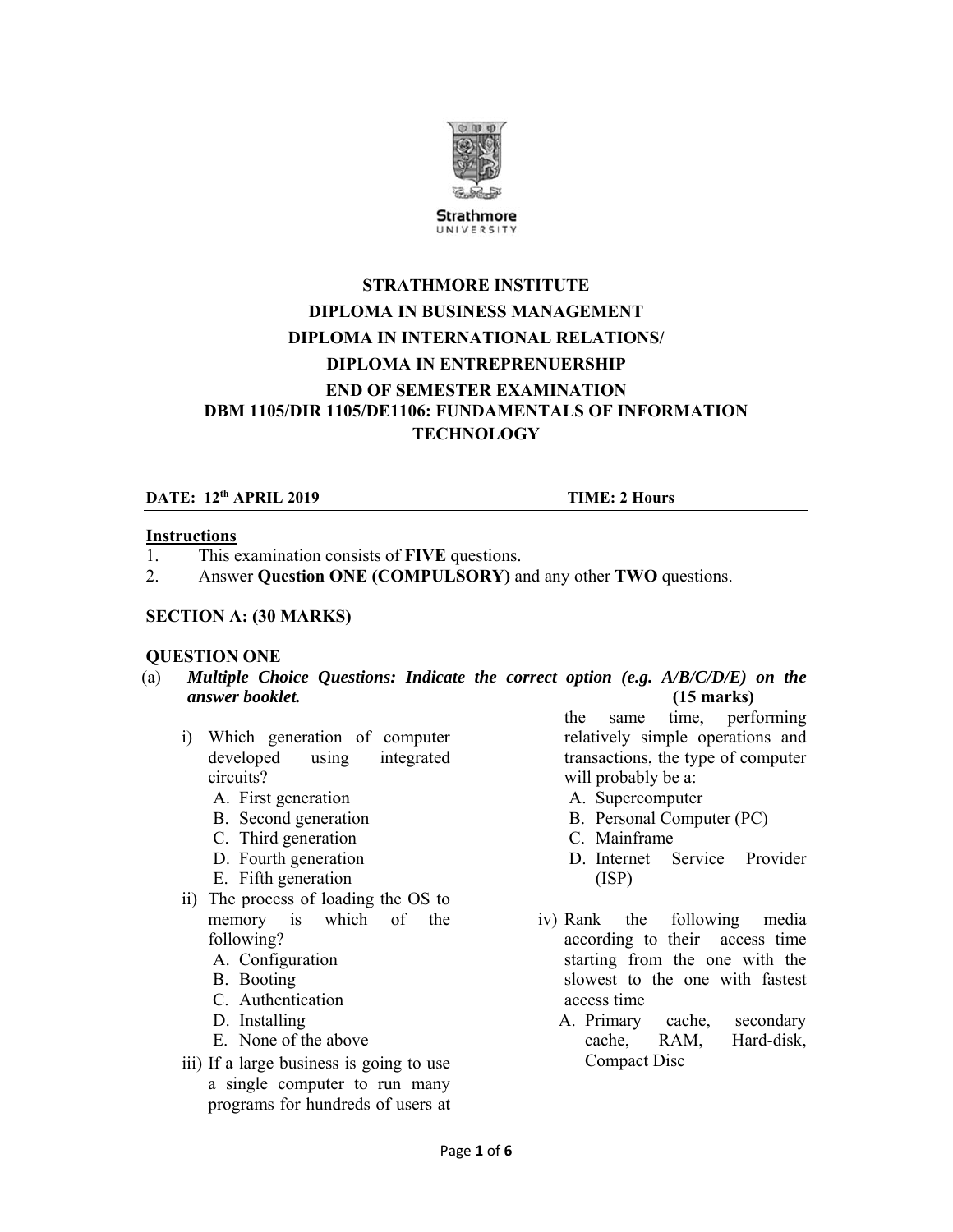Strathmore
UNIVERSITY

# STRATHMORE INSTITUTE

## DIPLOMA IN BUSINESS MANAGEMENT

## DIPLOMA IN INTERNATIONAL RELATIONS/

## DIPLOMA IN ENTREPRENUERSHIP

## END OF SEMESTER EXAMINATION

## DBM 1105/DIR 1105/DE1106: FUNDAMENTALS OF INFORMATION TECHNOLOGY

**DATE: 12th APRIL 2019** **TIME: 2 Hours**

**Instructions**

1. This examination consists of **FIVE** questions.
2. Answer **Question ONE (COMPULSORY)** and any other **TWO** questions.

**SECTION A: (30 MARKS)**

**QUESTION ONE**

(a) ***Multiple Choice Questions: Indicate the correct option (e.g. A/B/C/D/E) on the answer booklet.*** **(15 marks)**

i) Which generation of computer developed using integrated circuits?
   - A. First generation
   - B. Second generation
   - C. Third generation
   - D. Fourth generation
   - E. Fifth generation

ii) The process of loading the OS to memory is which of the following?
   - A. Configuration
   - B. Booting
   - C. Authentication
   - D. Installing
   - E. None of the above

iii) If a large business is going to use a single computer to run many programs for hundreds of users at the same time, performing relatively simple operations and transactions, the type of computer will probably be a:
   - A. Supercomputer
   - B. Personal Computer (PC)
   - C. Mainframe
   - D. Internet Service Provider (ISP)

iv) Rank the following media according to their access time starting from the one with the slowest to the one with fastest access time
   - A. Primary cache, secondary cache, RAM, Hard-disk, Compact Disc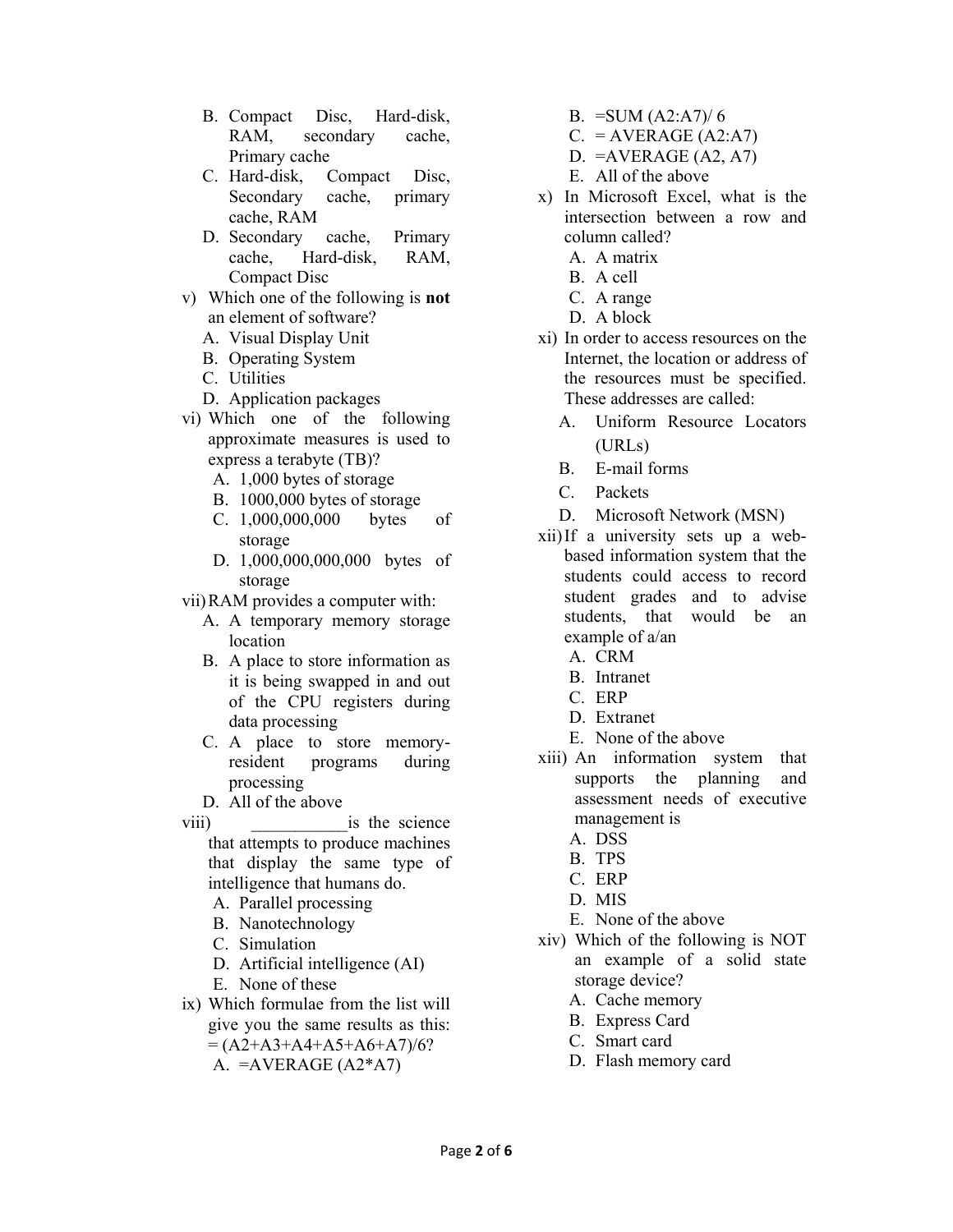B. Compact Disc, Hard-disk, RAM, secondary cache, Primary cache
C. Hard-disk, Compact Disc, Secondary cache, primary cache, RAM
D. Secondary cache, Primary cache, Hard-disk, RAM, Compact Disc

v) Which one of the following is **not** an element of software?
   A. Visual Display Unit
   B. Operating System
   C. Utilities
   D. Application packages

vi) Which one of the following approximate measures is used to express a terabyte (TB)?
   A. 1,000 bytes of storage
   B. 1000,000 bytes of storage
   C. 1,000,000,000 bytes of storage
   D. 1,000,000,000,000 bytes of storage

vii) RAM provides a computer with:
   A. A temporary memory storage location
   B. A place to store information as it is being swapped in and out of the CPU registers during data processing
   C. A place to store memory-resident programs during processing
   D. All of the above

viii) ___________is the science that attempts to produce machines that display the same type of intelligence that humans do.
   A. Parallel processing
   B. Nanotechnology
   C. Simulation
   D. Artificial intelligence (AI)
   E. None of these

ix) Which formulae from the list will give you the same results as this: = (A2+A3+A4+A5+A6+A7)/6?
   A. =AVERAGE (A2*A7)
   B. =SUM (A2:A7)/ 6
   C. = AVERAGE (A2:A7)
   D. =AVERAGE (A2, A7)
   E. All of the above

x) In Microsoft Excel, what is the intersection between a row and column called?
   A. A matrix
   B. A cell
   C. A range
   D. A block

xi) In order to access resources on the Internet, the location or address of the resources must be specified. These addresses are called:
   A. Uniform Resource Locators (URLs)
   B. E-mail forms
   C. Packets
   D. Microsoft Network (MSN)

xii) If a university sets up a web-based information system that the students could access to record student grades and to advise students, that would be an example of a/an
   A. CRM
   B. Intranet
   C. ERP
   D. Extranet
   E. None of the above

xiii) An information system that supports the planning and assessment needs of executive management is
   A. DSS
   B. TPS
   C. ERP
   D. MIS
   E. None of the above

xiv) Which of the following is NOT an example of a solid state storage device?
   A. Cache memory
   B. Express Card
   C. Smart card
   D. Flash memory card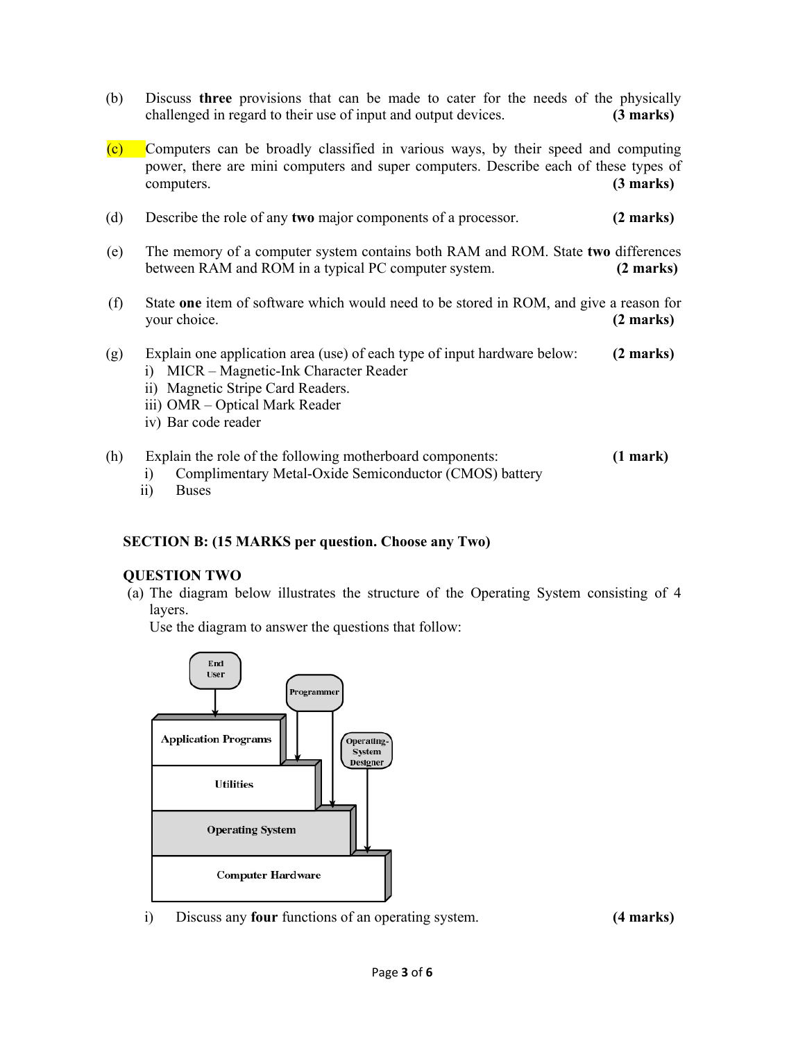(b) Discuss **three** provisions that can be made to cater for the needs of the physically challenged in regard to their use of input and output devices. **(3 marks)**

(c) Computers can be broadly classified in various ways, by their speed and computing power, there are mini computers and super computers. Describe each of these types of computers. **(3 marks)**

(d) Describe the role of any **two** major components of a processor. **(2 marks)**

(e) The memory of a computer system contains both RAM and ROM. State **two** differences between RAM and ROM in a typical PC computer system. **(2 marks)**

(f) State **one** item of software which would need to be stored in ROM, and give a reason for your choice. **(2 marks)**

(g) Explain one application area (use) of each type of input hardware below: **(2 marks)**
   i) MICR – Magnetic-Ink Character Reader
   ii) Magnetic Stripe Card Readers.
   iii) OMR – Optical Mark Reader
   iv) Bar code reader

(h) Explain the role of the following motherboard components: **(1 mark)**
   i) Complimentary Metal-Oxide Semiconductor (CMOS) battery
   ii) Buses

**SECTION B: (15 MARKS per question. Choose any Two)**

**QUESTION TWO**

(a) The diagram below illustrates the structure of the Operating System consisting of 4 layers.
Use the diagram to answer the questions that follow:

End User

Programmer

Operating-System Designer

Application Programs

Utilities

Operating System

Computer Hardware

   i) Discuss any **four** functions of an operating system. **(4 marks)**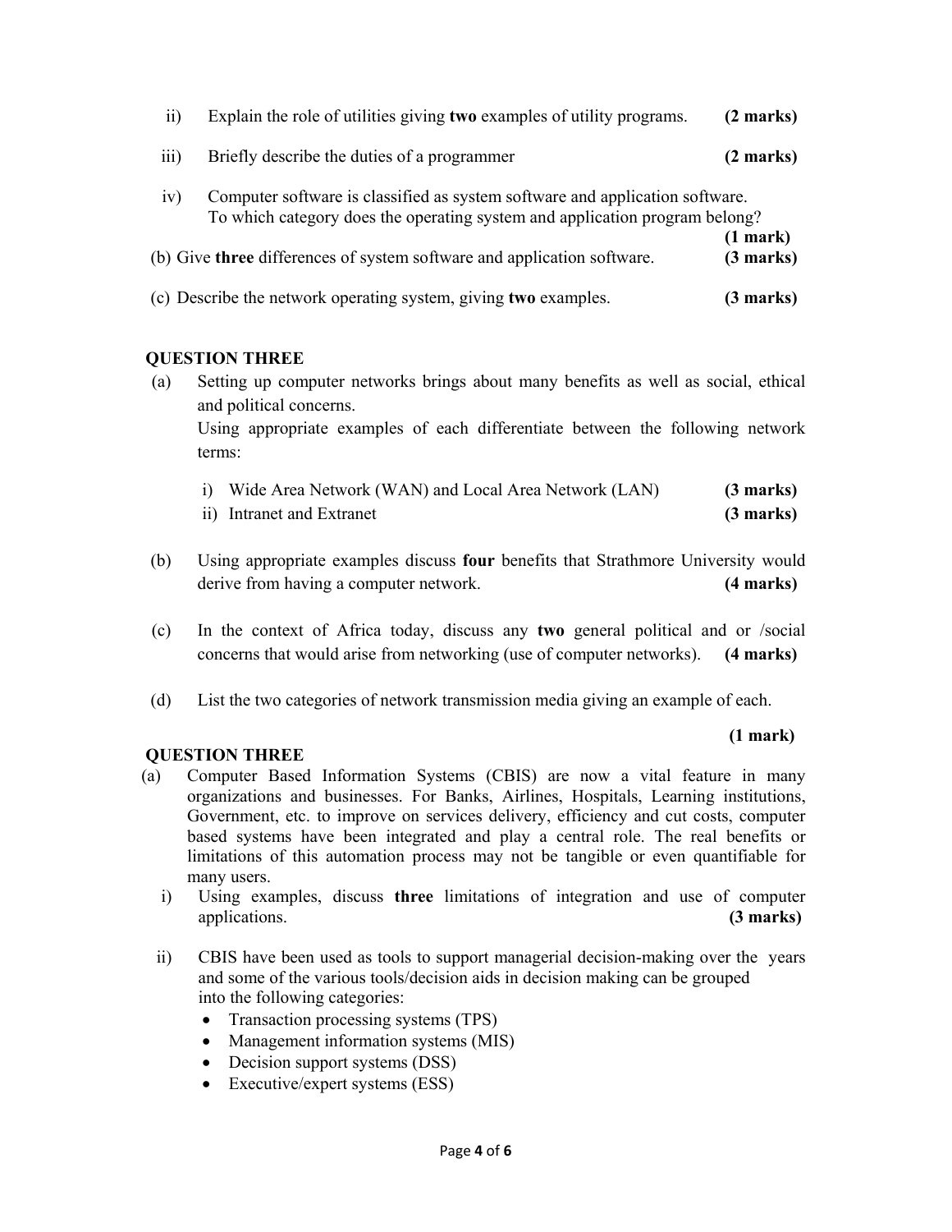ii) Explain the role of utilities giving **two** examples of utility programs. **(2 marks)**

iii) Briefly describe the duties of a programmer **(2 marks)**

iv) Computer software is classified as system software and application software. To which category does the operating system and application program belong? **(1 mark)**

(b) Give **three** differences of system software and application software. **(3 marks)**

(c) Describe the network operating system, giving **two** examples. **(3 marks)**

## QUESTION THREE

(a) Setting up computer networks brings about many benefits as well as social, ethical and political concerns.
Using appropriate examples of each differentiate between the following network terms:

i) Wide Area Network (WAN) and Local Area Network (LAN) **(3 marks)**
ii) Intranet and Extranet **(3 marks)**

(b) Using appropriate examples discuss **four** benefits that Strathmore University would derive from having a computer network. **(4 marks)**

(c) In the context of Africa today, discuss any **two** general political and or /social concerns that would arise from networking (use of computer networks). **(4 marks)**

(d) List the two categories of network transmission media giving an example of each. **(1 mark)**

## QUESTION THREE

(a) Computer Based Information Systems (CBIS) are now a vital feature in many organizations and businesses. For Banks, Airlines, Hospitals, Learning institutions, Government, etc. to improve on services delivery, efficiency and cut costs, computer based systems have been integrated and play a central role. The real benefits or limitations of this automation process may not be tangible or even quantifiable for many users.

i) Using examples, discuss **three** limitations of integration and use of computer applications. **(3 marks)**

ii) CBIS have been used as tools to support managerial decision-making over the years and some of the various tools/decision aids in decision making can be grouped into the following categories:

- Transaction processing systems (TPS)
- Management information systems (MIS)
- Decision support systems (DSS)
- Executive/expert systems (ESS)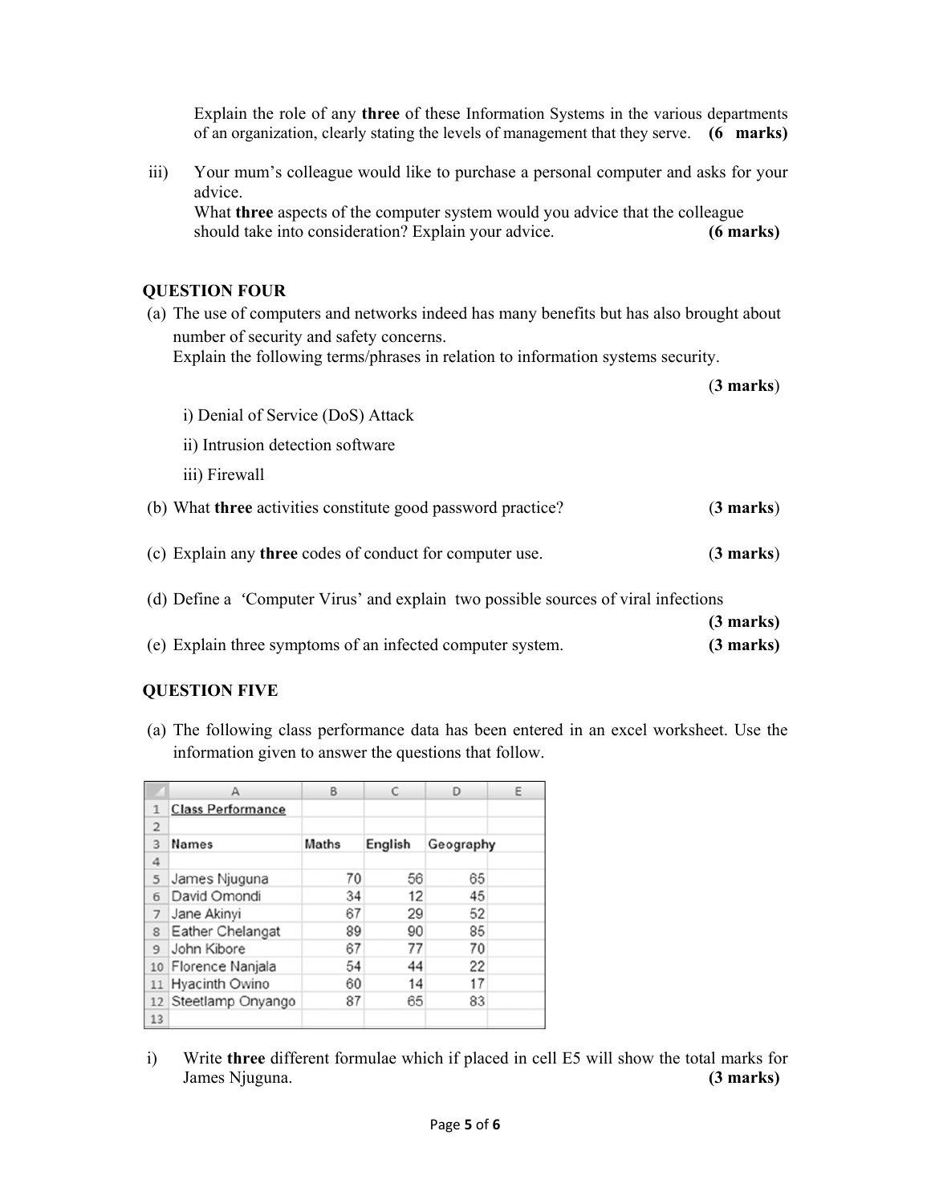Explain the role of any **three** of these Information Systems in the various departments of an organization, clearly stating the levels of management that they serve. **(6 marks)**

iii) Your mum's colleague would like to purchase a personal computer and asks for your advice.
What **three** aspects of the computer system would you advice that the colleague should take into consideration? Explain your advice. **(6 marks)**

## QUESTION FOUR

(a) The use of computers and networks indeed has many benefits but has also brought about number of security and safety concerns.
Explain the following terms/phrases in relation to information systems security.

(**3 marks**)

i) Denial of Service (DoS) Attack

ii) Intrusion detection software

iii) Firewall

(b) What **three** activities constitute good password practice? (**3 marks**)

(c) Explain any **three** codes of conduct for computer use. (**3 marks**)

(d) Define a 'Computer Virus' and explain two possible sources of viral infections **(3 marks)**

(e) Explain three symptoms of an infected computer system. **(3 marks)**

## QUESTION FIVE

(a) The following class performance data has been entered in an excel worksheet. Use the information given to answer the questions that follow.

| | A | B | C | D | E |
|---|---|---|---|---|---|
| 1 | Class Performance | | | | |
| 2 | | | | | |
| 3 | Names | Maths | English | Geography | |
| 4 | | | | | |
| 5 | James Njuguna | 70 | 56 | 65 | |
| 6 | David Omondi | 34 | 12 | 45 | |
| 7 | Jane Akinyi | 67 | 29 | 52 | |
| 8 | Eather Chelangat | 89 | 90 | 85 | |
| 9 | John Kibore | 67 | 77 | 70 | |
| 10 | Florence Nanjala | 54 | 44 | 22 | |
| 11 | Hyacinth Owino | 60 | 14 | 17 | |
| 12 | Steetlamp Onyango | 87 | 65 | 83 | |
| 13 | | | | | |

i) Write **three** different formulae which if placed in cell E5 will show the total marks for James Njuguna. **(3 marks)**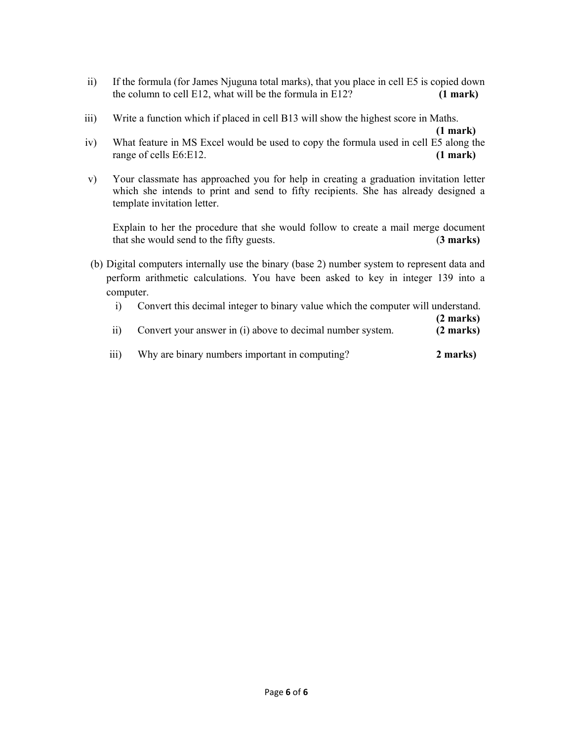ii) If the formula (for James Njuguna total marks), that you place in cell E5 is copied down the column to cell E12, what will be the formula in E12? **(1 mark)**

iii) Write a function which if placed in cell B13 will show the highest score in Maths. **(1 mark)**

iv) What feature in MS Excel would be used to copy the formula used in cell E5 along the range of cells E6:E12. **(1 mark)**

v) Your classmate has approached you for help in creating a graduation invitation letter which she intends to print and send to fifty recipients. She has already designed a template invitation letter.

Explain to her the procedure that she would follow to create a mail merge document that she would send to the fifty guests. (**3 marks)**

(b) Digital computers internally use the binary (base 2) number system to represent data and perform arithmetic calculations. You have been asked to key in integer 139 into a computer.

i) Convert this decimal integer to binary value which the computer will understand. **(2 marks)**

ii) Convert your answer in (i) above to decimal number system. **(2 marks)**

iii) Why are binary numbers important in computing? **2 marks)**